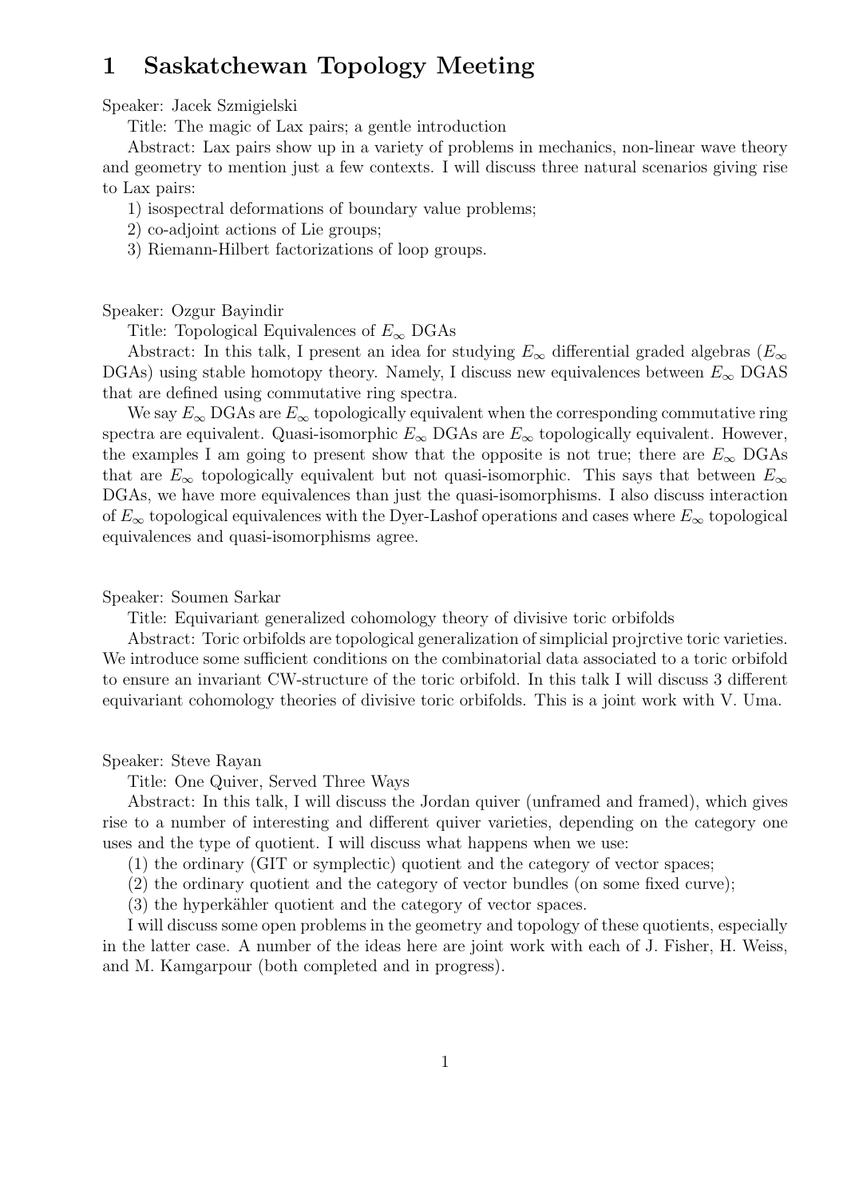# 1 Saskatchewan Topology Meeting

Speaker: Jacek Szmigielski

Title: The magic of Lax pairs; a gentle introduction

Abstract: Lax pairs show up in a variety of problems in mechanics, non-linear wave theory and geometry to mention just a few contexts. I will discuss three natural scenarios giving rise to Lax pairs:

1) isospectral deformations of boundary value problems;

2) co-adjoint actions of Lie groups;

3) Riemann-Hilbert factorizations of loop groups.

Speaker: Ozgur Bayindir

Title: Topological Equivalences of $E_\infty$ DGAs

Abstract: In this talk, I present an idea for studying $E_\infty$ differential graded algebras ($E_\infty$ DGAs) using stable homotopy theory. Namely, I discuss new equivalences between $E_\infty$ DGAS that are defined using commutative ring spectra.

We say $E_\infty$ DGAs are $E_\infty$ topologically equivalent when the corresponding commutative ring spectra are equivalent. Quasi-isomorphic $E_\infty$ DGAs are $E_\infty$ topologically equivalent. However, the examples I am going to present show that the opposite is not true; there are $E_\infty$ DGAs that are $E_\infty$ topologically equivalent but not quasi-isomorphic. This says that between $E_\infty$ DGAs, we have more equivalences than just the quasi-isomorphisms. I also discuss interaction of $E_\infty$ topological equivalences with the Dyer-Lashof operations and cases where $E_\infty$ topological equivalences and quasi-isomorphisms agree.

Speaker: Soumen Sarkar

Title: Equivariant generalized cohomology theory of divisive toric orbifolds

Abstract: Toric orbifolds are topological generalization of simplicial projrctive toric varieties. We introduce some sufficient conditions on the combinatorial data associated to a toric orbifold to ensure an invariant CW-structure of the toric orbifold. In this talk I will discuss 3 different equivariant cohomology theories of divisive toric orbifolds. This is a joint work with V. Uma.

Speaker: Steve Rayan

Title: One Quiver, Served Three Ways

Abstract: In this talk, I will discuss the Jordan quiver (unframed and framed), which gives rise to a number of interesting and different quiver varieties, depending on the category one uses and the type of quotient. I will discuss what happens when we use:

(1) the ordinary (GIT or symplectic) quotient and the category of vector spaces;

(2) the ordinary quotient and the category of vector bundles (on some fixed curve);

(3) the hyperkähler quotient and the category of vector spaces.

I will discuss some open problems in the geometry and topology of these quotients, especially in the latter case. A number of the ideas here are joint work with each of J. Fisher, H. Weiss, and M. Kamgarpour (both completed and in progress).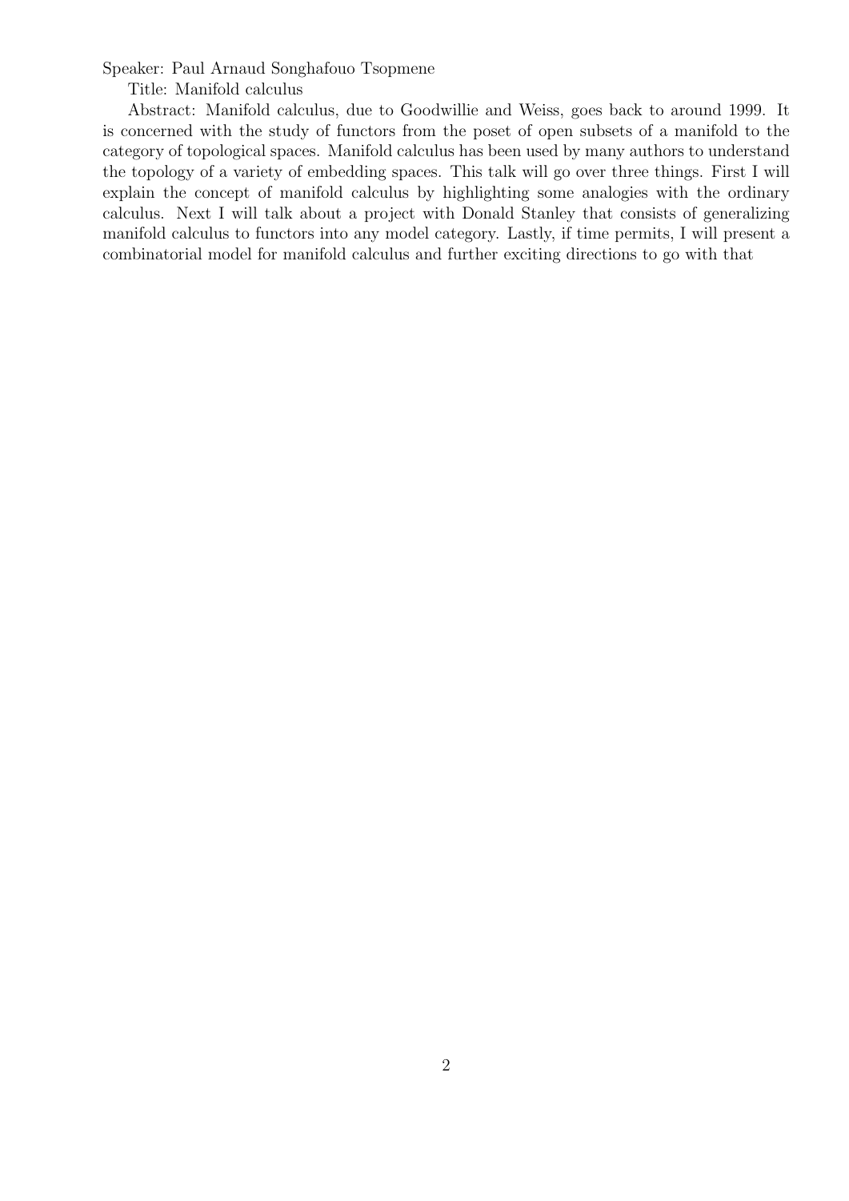Speaker: Paul Arnaud Songhafouo Tsopmene

Title: Manifold calculus

Abstract: Manifold calculus, due to Goodwillie and Weiss, goes back to around 1999. It is concerned with the study of functors from the poset of open subsets of a manifold to the category of topological spaces. Manifold calculus has been used by many authors to understand the topology of a variety of embedding spaces. This talk will go over three things. First I will explain the concept of manifold calculus by highlighting some analogies with the ordinary calculus. Next I will talk about a project with Donald Stanley that consists of generalizing manifold calculus to functors into any model category. Lastly, if time permits, I will present a combinatorial model for manifold calculus and further exciting directions to go with that